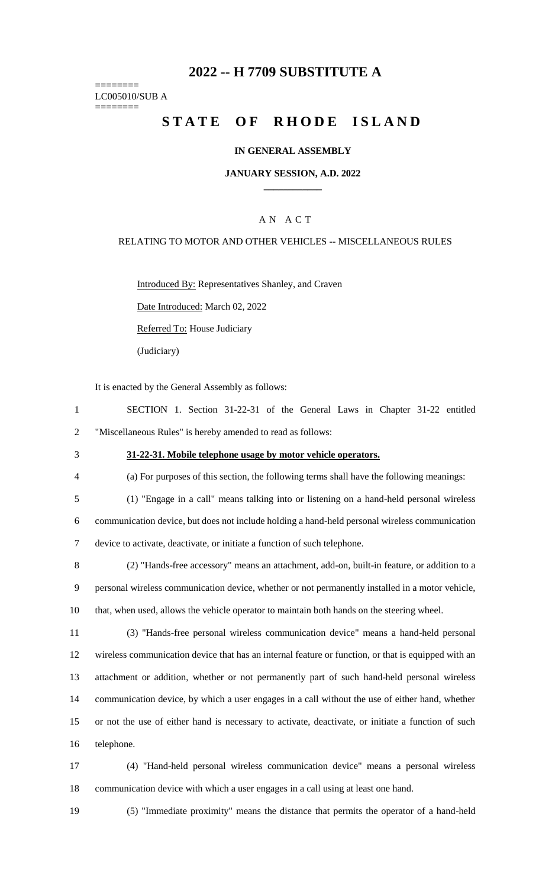# 2022 -- H 7709 SUBSTITUTE A

========
LC005010/SUB A
========

# STATE OF RHODE ISLAND

## IN GENERAL ASSEMBLY

### JANUARY SESSION, A.D. 2022

____________

A N A C T

RELATING TO MOTOR AND OTHER VEHICLES -- MISCELLANEOUS RULES

Introduced By: Representatives Shanley, and Craven

Date Introduced: March 02, 2022

Referred To: House Judiciary

(Judiciary)

It is enacted by the General Assembly as follows:

1 SECTION 1. Section 31-22-31 of the General Laws in Chapter 31-22 entitled
2 "Miscellaneous Rules" is hereby amended to read as follows:

3 **31-22-31. Mobile telephone usage by motor vehicle operators.**

4 (a) For purposes of this section, the following terms shall have the following meanings:

5 (1) "Engage in a call" means talking into or listening on a hand-held personal wireless
6 communication device, but does not include holding a hand-held personal wireless communication
7 device to activate, deactivate, or initiate a function of such telephone.

8 (2) "Hands-free accessory" means an attachment, add-on, built-in feature, or addition to a
9 personal wireless communication device, whether or not permanently installed in a motor vehicle,
10 that, when used, allows the vehicle operator to maintain both hands on the steering wheel.

11 (3) "Hands-free personal wireless communication device" means a hand-held personal
12 wireless communication device that has an internal feature or function, or that is equipped with an
13 attachment or addition, whether or not permanently part of such hand-held personal wireless
14 communication device, by which a user engages in a call without the use of either hand, whether
15 or not the use of either hand is necessary to activate, deactivate, or initiate a function of such
16 telephone.

17 (4) "Hand-held personal wireless communication device" means a personal wireless
18 communication device with which a user engages in a call using at least one hand.

19 (5) "Immediate proximity" means the distance that permits the operator of a hand-held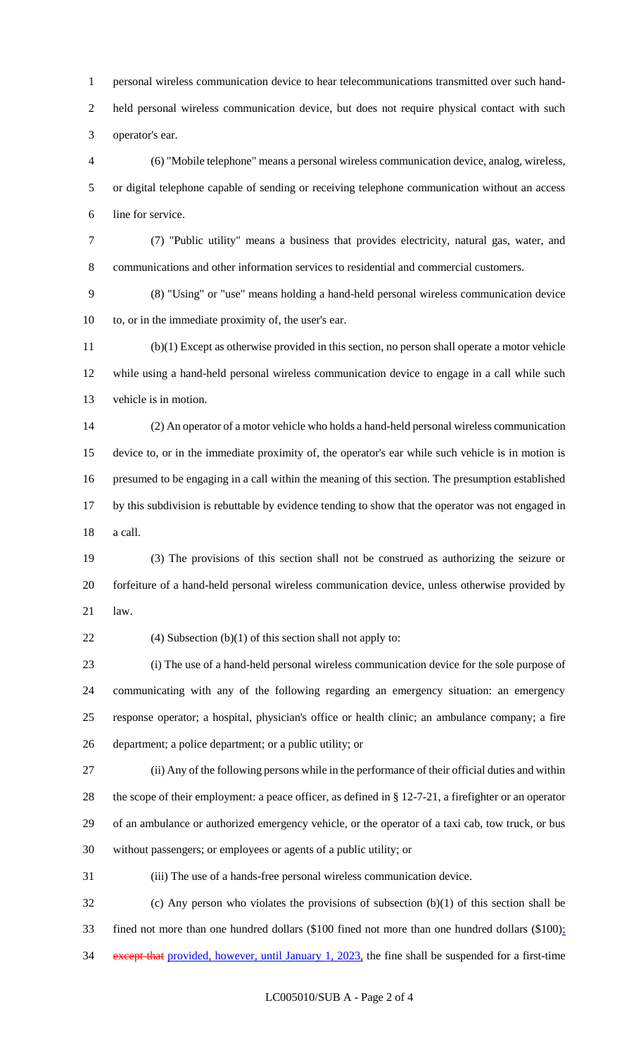personal wireless communication device to hear telecommunications transmitted over such hand-held personal wireless communication device, but does not require physical contact with such operator's ear.

(6) "Mobile telephone" means a personal wireless communication device, analog, wireless, or digital telephone capable of sending or receiving telephone communication without an access line for service.

(7) "Public utility" means a business that provides electricity, natural gas, water, and communications and other information services to residential and commercial customers.

(8) "Using" or "use" means holding a hand-held personal wireless communication device to, or in the immediate proximity of, the user's ear.

(b)(1) Except as otherwise provided in this section, no person shall operate a motor vehicle while using a hand-held personal wireless communication device to engage in a call while such vehicle is in motion.

(2) An operator of a motor vehicle who holds a hand-held personal wireless communication device to, or in the immediate proximity of, the operator's ear while such vehicle is in motion is presumed to be engaging in a call within the meaning of this section. The presumption established by this subdivision is rebuttable by evidence tending to show that the operator was not engaged in a call.

(3) The provisions of this section shall not be construed as authorizing the seizure or forfeiture of a hand-held personal wireless communication device, unless otherwise provided by law.

(4) Subsection (b)(1) of this section shall not apply to:

(i) The use of a hand-held personal wireless communication device for the sole purpose of communicating with any of the following regarding an emergency situation: an emergency response operator; a hospital, physician's office or health clinic; an ambulance company; a fire department; a police department; or a public utility; or

(ii) Any of the following persons while in the performance of their official duties and within the scope of their employment: a peace officer, as defined in § 12-7-21, a firefighter or an operator of an ambulance or authorized emergency vehicle, or the operator of a taxi cab, tow truck, or bus without passengers; or employees or agents of a public utility; or

(iii) The use of a hands-free personal wireless communication device.

(c) Any person who violates the provisions of subsection (b)(1) of this section shall be fined not more than one hundred dollars ($100 fined not more than one hundred dollars ($100); ~~except that~~ provided, however, until January 1, 2023, the fine shall be suspended for a first-time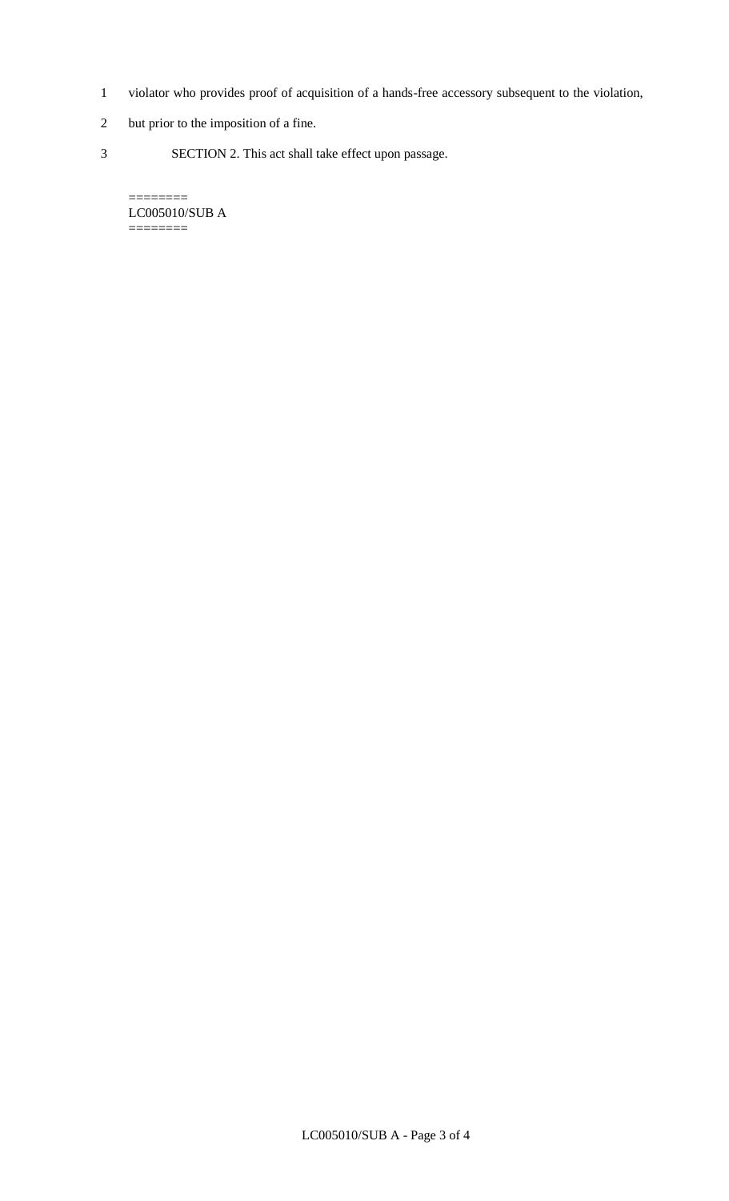violator who provides proof of acquisition of a hands-free accessory subsequent to the violation, but prior to the imposition of a fine.

SECTION 2. This act shall take effect upon passage.

========
LC005010/SUB A
========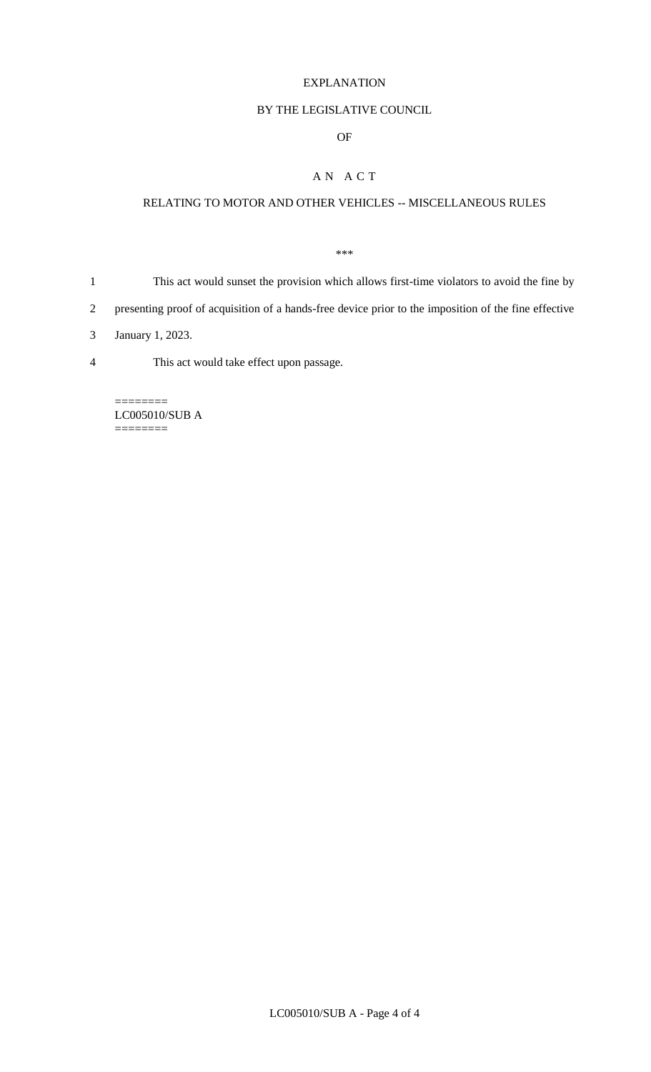EXPLANATION

BY THE LEGISLATIVE COUNCIL

OF

# A N A C T

RELATING TO MOTOR AND OTHER VEHICLES -- MISCELLANEOUS RULES

\*\*\*

This act would sunset the provision which allows first-time violators to avoid the fine by presenting proof of acquisition of a hands-free device prior to the imposition of the fine effective January 1, 2023.

This act would take effect upon passage.

========
LC005010/SUB A
========